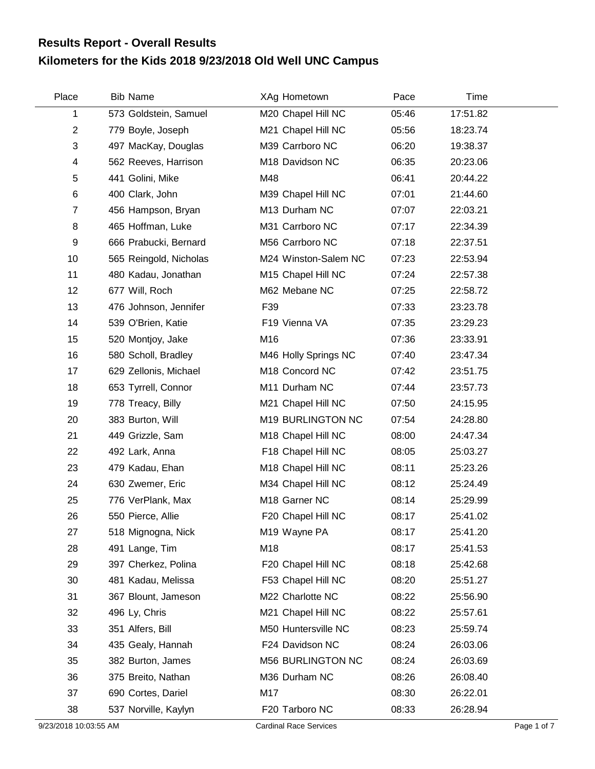# Results Report - Overall Results

## Kilometers for the Kids 2018 9/23/2018 Old Well UNC Campus

| Place | Bib | Name | XAg | Hometown | Pace | Time |
|---|---|---|---|---|---|---|
| 1 | 573 | Goldstein, Samuel | M20 | Chapel Hill NC | 05:46 | 17:51.82 |
| 2 | 779 | Boyle, Joseph | M21 | Chapel Hill NC | 05:56 | 18:23.74 |
| 3 | 497 | MacKay, Douglas | M39 | Carrboro NC | 06:20 | 19:38.37 |
| 4 | 562 | Reeves, Harrison | M18 | Davidson NC | 06:35 | 20:23.06 |
| 5 | 441 | Golini, Mike | M48 | | 06:41 | 20:44.22 |
| 6 | 400 | Clark, John | M39 | Chapel Hill NC | 07:01 | 21:44.60 |
| 7 | 456 | Hampson, Bryan | M13 | Durham NC | 07:07 | 22:03.21 |
| 8 | 465 | Hoffman, Luke | M31 | Carrboro NC | 07:17 | 22:34.39 |
| 9 | 666 | Prabucki, Bernard | M56 | Carrboro NC | 07:18 | 22:37.51 |
| 10 | 565 | Reingold, Nicholas | M24 | Winston-Salem NC | 07:23 | 22:53.94 |
| 11 | 480 | Kadau, Jonathan | M15 | Chapel Hill NC | 07:24 | 22:57.38 |
| 12 | 677 | Will, Roch | M62 | Mebane NC | 07:25 | 22:58.72 |
| 13 | 476 | Johnson, Jennifer | F39 | | 07:33 | 23:23.78 |
| 14 | 539 | O'Brien, Katie | F19 | Vienna VA | 07:35 | 23:29.23 |
| 15 | 520 | Montjoy, Jake | M16 | | 07:36 | 23:33.91 |
| 16 | 580 | Scholl, Bradley | M46 | Holly Springs NC | 07:40 | 23:47.34 |
| 17 | 629 | Zellonis, Michael | M18 | Concord NC | 07:42 | 23:51.75 |
| 18 | 653 | Tyrrell, Connor | M11 | Durham NC | 07:44 | 23:57.73 |
| 19 | 778 | Treacy, Billy | M21 | Chapel Hill NC | 07:50 | 24:15.95 |
| 20 | 383 | Burton, Will | M19 | BURLINGTON NC | 07:54 | 24:28.80 |
| 21 | 449 | Grizzle, Sam | M18 | Chapel Hill NC | 08:00 | 24:47.34 |
| 22 | 492 | Lark, Anna | F18 | Chapel Hill NC | 08:05 | 25:03.27 |
| 23 | 479 | Kadau, Ehan | M18 | Chapel Hill NC | 08:11 | 25:23.26 |
| 24 | 630 | Zwemer, Eric | M34 | Chapel Hill NC | 08:12 | 25:24.49 |
| 25 | 776 | VerPlank, Max | M18 | Garner NC | 08:14 | 25:29.99 |
| 26 | 550 | Pierce, Allie | F20 | Chapel Hill NC | 08:17 | 25:41.02 |
| 27 | 518 | Mignogna, Nick | M19 | Wayne PA | 08:17 | 25:41.20 |
| 28 | 491 | Lange, Tim | M18 | | 08:17 | 25:41.53 |
| 29 | 397 | Cherkez, Polina | F20 | Chapel Hill NC | 08:18 | 25:42.68 |
| 30 | 481 | Kadau, Melissa | F53 | Chapel Hill NC | 08:20 | 25:51.27 |
| 31 | 367 | Blount, Jameson | M22 | Charlotte NC | 08:22 | 25:56.90 |
| 32 | 496 | Ly, Chris | M21 | Chapel Hill NC | 08:22 | 25:57.61 |
| 33 | 351 | Alfers, Bill | M50 | Huntersville NC | 08:23 | 25:59.74 |
| 34 | 435 | Gealy, Hannah | F24 | Davidson NC | 08:24 | 26:03.06 |
| 35 | 382 | Burton, James | M56 | BURLINGTON NC | 08:24 | 26:03.69 |
| 36 | 375 | Breito, Nathan | M36 | Durham NC | 08:26 | 26:08.40 |
| 37 | 690 | Cortes, Dariel | M17 | | 08:30 | 26:22.01 |
| 38 | 537 | Norville, Kaylyn | F20 | Tarboro NC | 08:33 | 26:28.94 |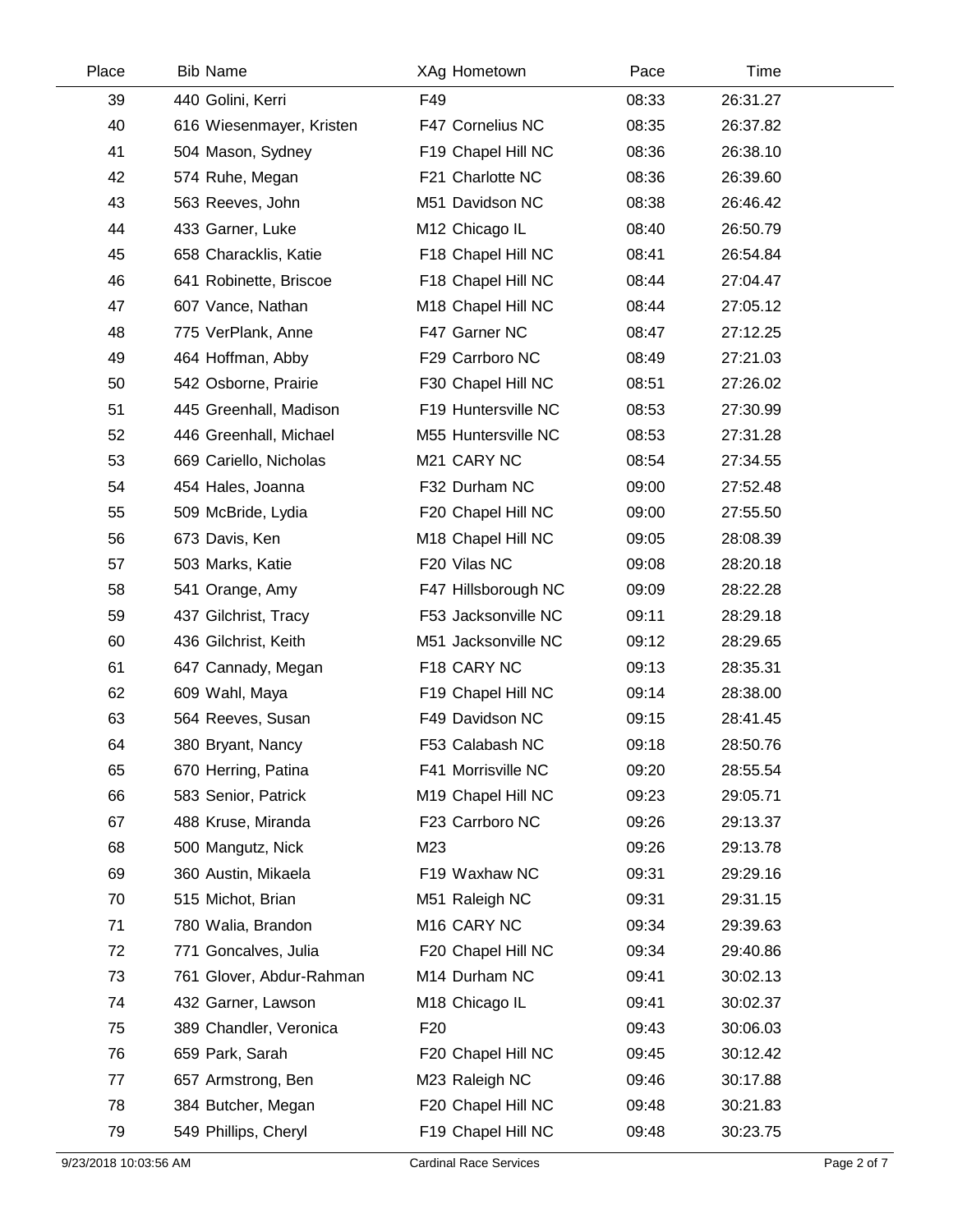| Place | Bib | Name | XAg | Hometown | Pace | Time |
|---|---|---|---|---|---|---|
| 39 | 440 | Golini, Kerri | F49 | | 08:33 | 26:31.27 |
| 40 | 616 | Wiesenmayer, Kristen | F47 | Cornelius NC | 08:35 | 26:37.82 |
| 41 | 504 | Mason, Sydney | F19 | Chapel Hill NC | 08:36 | 26:38.10 |
| 42 | 574 | Ruhe, Megan | F21 | Charlotte NC | 08:36 | 26:39.60 |
| 43 | 563 | Reeves, John | M51 | Davidson NC | 08:38 | 26:46.42 |
| 44 | 433 | Garner, Luke | M12 | Chicago IL | 08:40 | 26:50.79 |
| 45 | 658 | Characklis, Katie | F18 | Chapel Hill NC | 08:41 | 26:54.84 |
| 46 | 641 | Robinette, Briscoe | F18 | Chapel Hill NC | 08:44 | 27:04.47 |
| 47 | 607 | Vance, Nathan | M18 | Chapel Hill NC | 08:44 | 27:05.12 |
| 48 | 775 | VerPlank, Anne | F47 | Garner NC | 08:47 | 27:12.25 |
| 49 | 464 | Hoffman, Abby | F29 | Carrboro NC | 08:49 | 27:21.03 |
| 50 | 542 | Osborne, Prairie | F30 | Chapel Hill NC | 08:51 | 27:26.02 |
| 51 | 445 | Greenhall, Madison | F19 | Huntersville NC | 08:53 | 27:30.99 |
| 52 | 446 | Greenhall, Michael | M55 | Huntersville NC | 08:53 | 27:31.28 |
| 53 | 669 | Cariello, Nicholas | M21 | CARY NC | 08:54 | 27:34.55 |
| 54 | 454 | Hales, Joanna | F32 | Durham NC | 09:00 | 27:52.48 |
| 55 | 509 | McBride, Lydia | F20 | Chapel Hill NC | 09:00 | 27:55.50 |
| 56 | 673 | Davis, Ken | M18 | Chapel Hill NC | 09:05 | 28:08.39 |
| 57 | 503 | Marks, Katie | F20 | Vilas NC | 09:08 | 28:20.18 |
| 58 | 541 | Orange, Amy | F47 | Hillsborough NC | 09:09 | 28:22.28 |
| 59 | 437 | Gilchrist, Tracy | F53 | Jacksonville NC | 09:11 | 28:29.18 |
| 60 | 436 | Gilchrist, Keith | M51 | Jacksonville NC | 09:12 | 28:29.65 |
| 61 | 647 | Cannady, Megan | F18 | CARY NC | 09:13 | 28:35.31 |
| 62 | 609 | Wahl, Maya | F19 | Chapel Hill NC | 09:14 | 28:38.00 |
| 63 | 564 | Reeves, Susan | F49 | Davidson NC | 09:15 | 28:41.45 |
| 64 | 380 | Bryant, Nancy | F53 | Calabash NC | 09:18 | 28:50.76 |
| 65 | 670 | Herring, Patina | F41 | Morrisville NC | 09:20 | 28:55.54 |
| 66 | 583 | Senior, Patrick | M19 | Chapel Hill NC | 09:23 | 29:05.71 |
| 67 | 488 | Kruse, Miranda | F23 | Carrboro NC | 09:26 | 29:13.37 |
| 68 | 500 | Mangutz, Nick | M23 | | 09:26 | 29:13.78 |
| 69 | 360 | Austin, Mikaela | F19 | Waxhaw NC | 09:31 | 29:29.16 |
| 70 | 515 | Michot, Brian | M51 | Raleigh NC | 09:31 | 29:31.15 |
| 71 | 780 | Walia, Brandon | M16 | CARY NC | 09:34 | 29:39.63 |
| 72 | 771 | Goncalves, Julia | F20 | Chapel Hill NC | 09:34 | 29:40.86 |
| 73 | 761 | Glover, Abdur-Rahman | M14 | Durham NC | 09:41 | 30:02.13 |
| 74 | 432 | Garner, Lawson | M18 | Chicago IL | 09:41 | 30:02.37 |
| 75 | 389 | Chandler, Veronica | F20 | | 09:43 | 30:06.03 |
| 76 | 659 | Park, Sarah | F20 | Chapel Hill NC | 09:45 | 30:12.42 |
| 77 | 657 | Armstrong, Ben | M23 | Raleigh NC | 09:46 | 30:17.88 |
| 78 | 384 | Butcher, Megan | F20 | Chapel Hill NC | 09:48 | 30:21.83 |
| 79 | 549 | Phillips, Cheryl | F19 | Chapel Hill NC | 09:48 | 30:23.75 |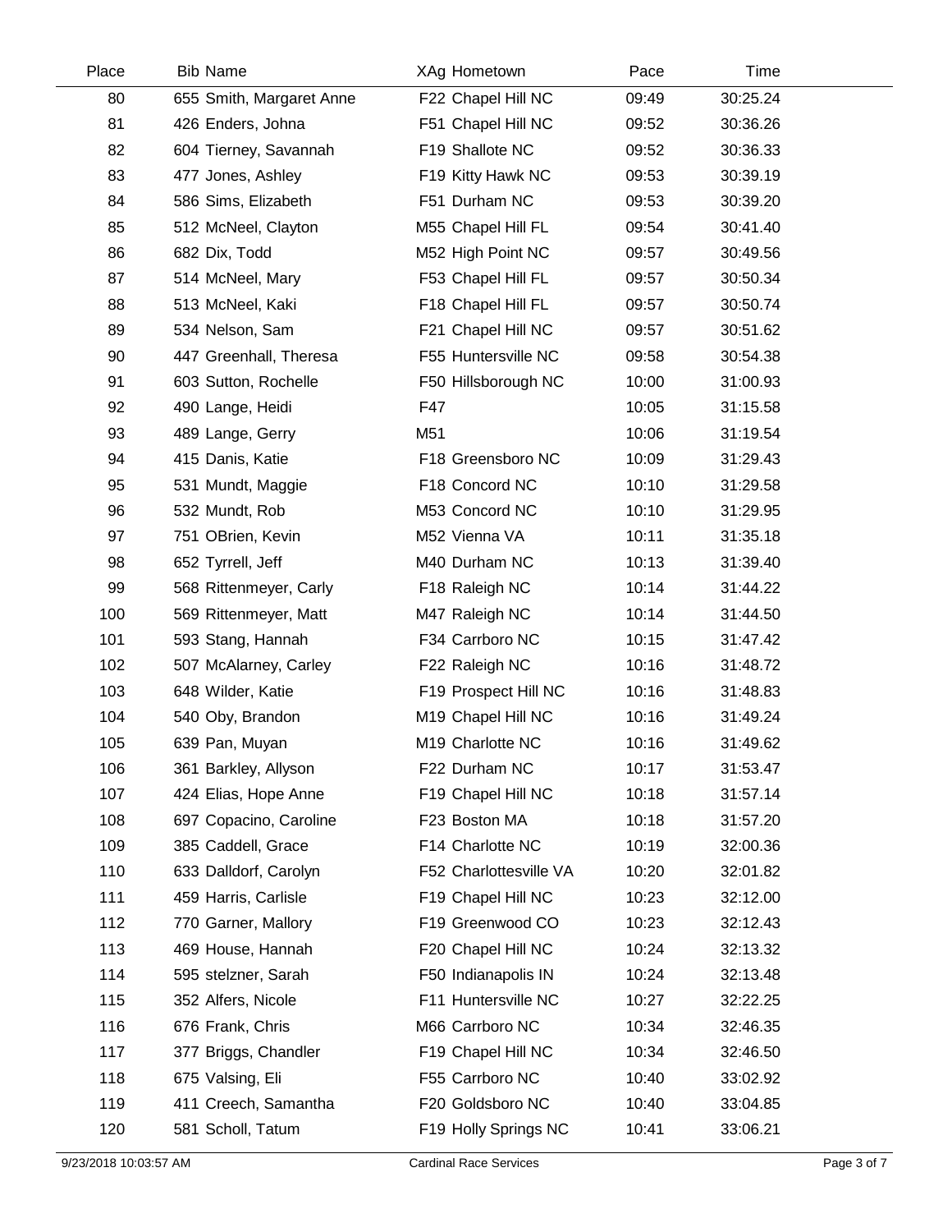| Place | Bib | Name | XAg | Hometown | Pace | Time |
|---|---|---|---|---|---|---|
| 80 | 655 | Smith, Margaret Anne | F22 | Chapel Hill NC | 09:49 | 30:25.24 |
| 81 | 426 | Enders, Johna | F51 | Chapel Hill NC | 09:52 | 30:36.26 |
| 82 | 604 | Tierney, Savannah | F19 | Shallote NC | 09:52 | 30:36.33 |
| 83 | 477 | Jones, Ashley | F19 | Kitty Hawk NC | 09:53 | 30:39.19 |
| 84 | 586 | Sims, Elizabeth | F51 | Durham NC | 09:53 | 30:39.20 |
| 85 | 512 | McNeel, Clayton | M55 | Chapel Hill FL | 09:54 | 30:41.40 |
| 86 | 682 | Dix, Todd | M52 | High Point NC | 09:57 | 30:49.56 |
| 87 | 514 | McNeel, Mary | F53 | Chapel Hill FL | 09:57 | 30:50.34 |
| 88 | 513 | McNeel, Kaki | F18 | Chapel Hill FL | 09:57 | 30:50.74 |
| 89 | 534 | Nelson, Sam | F21 | Chapel Hill NC | 09:57 | 30:51.62 |
| 90 | 447 | Greenhall, Theresa | F55 | Huntersville NC | 09:58 | 30:54.38 |
| 91 | 603 | Sutton, Rochelle | F50 | Hillsborough NC | 10:00 | 31:00.93 |
| 92 | 490 | Lange, Heidi | F47 | | 10:05 | 31:15.58 |
| 93 | 489 | Lange, Gerry | M51 | | 10:06 | 31:19.54 |
| 94 | 415 | Danis, Katie | F18 | Greensboro NC | 10:09 | 31:29.43 |
| 95 | 531 | Mundt, Maggie | F18 | Concord NC | 10:10 | 31:29.58 |
| 96 | 532 | Mundt, Rob | M53 | Concord NC | 10:10 | 31:29.95 |
| 97 | 751 | OBrien, Kevin | M52 | Vienna VA | 10:11 | 31:35.18 |
| 98 | 652 | Tyrrell, Jeff | M40 | Durham NC | 10:13 | 31:39.40 |
| 99 | 568 | Rittenmeyer, Carly | F18 | Raleigh NC | 10:14 | 31:44.22 |
| 100 | 569 | Rittenmeyer, Matt | M47 | Raleigh NC | 10:14 | 31:44.50 |
| 101 | 593 | Stang, Hannah | F34 | Carrboro NC | 10:15 | 31:47.42 |
| 102 | 507 | McAlarney, Carley | F22 | Raleigh NC | 10:16 | 31:48.72 |
| 103 | 648 | Wilder, Katie | F19 | Prospect Hill NC | 10:16 | 31:48.83 |
| 104 | 540 | Oby, Brandon | M19 | Chapel Hill NC | 10:16 | 31:49.24 |
| 105 | 639 | Pan, Muyan | M19 | Charlotte NC | 10:16 | 31:49.62 |
| 106 | 361 | Barkley, Allyson | F22 | Durham NC | 10:17 | 31:53.47 |
| 107 | 424 | Elias, Hope Anne | F19 | Chapel Hill NC | 10:18 | 31:57.14 |
| 108 | 697 | Copacino, Caroline | F23 | Boston MA | 10:18 | 31:57.20 |
| 109 | 385 | Caddell, Grace | F14 | Charlotte NC | 10:19 | 32:00.36 |
| 110 | 633 | Dalldorf, Carolyn | F52 | Charlottesville VA | 10:20 | 32:01.82 |
| 111 | 459 | Harris, Carlisle | F19 | Chapel Hill NC | 10:23 | 32:12.00 |
| 112 | 770 | Garner, Mallory | F19 | Greenwood CO | 10:23 | 32:12.43 |
| 113 | 469 | House, Hannah | F20 | Chapel Hill NC | 10:24 | 32:13.32 |
| 114 | 595 | stelzner, Sarah | F50 | Indianapolis IN | 10:24 | 32:13.48 |
| 115 | 352 | Alfers, Nicole | F11 | Huntersville NC | 10:27 | 32:22.25 |
| 116 | 676 | Frank, Chris | M66 | Carrboro NC | 10:34 | 32:46.35 |
| 117 | 377 | Briggs, Chandler | F19 | Chapel Hill NC | 10:34 | 32:46.50 |
| 118 | 675 | Valsing, Eli | F55 | Carrboro NC | 10:40 | 33:02.92 |
| 119 | 411 | Creech, Samantha | F20 | Goldsboro NC | 10:40 | 33:04.85 |
| 120 | 581 | Scholl, Tatum | F19 | Holly Springs NC | 10:41 | 33:06.21 |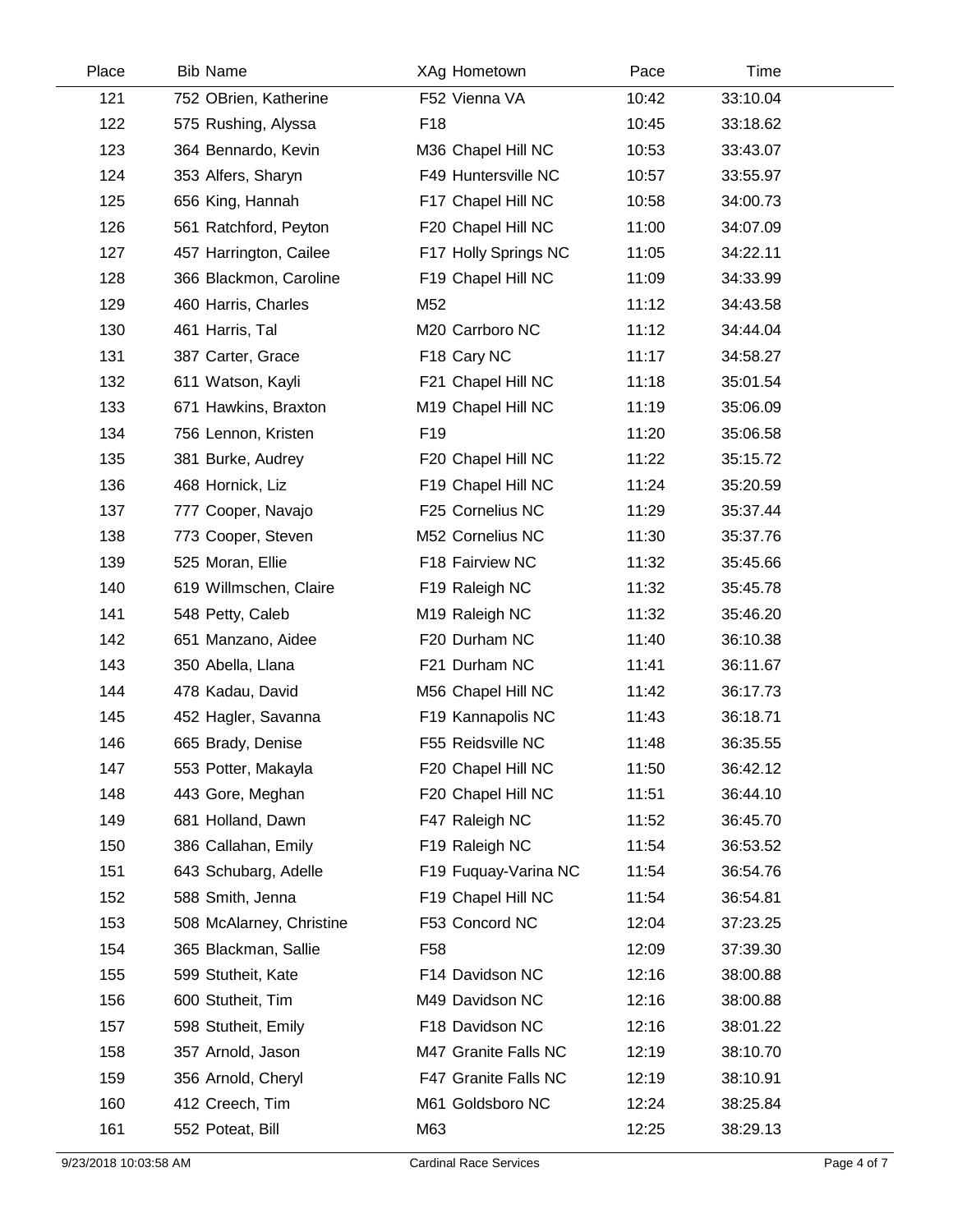| Place | Bib | Name | XAg | Hometown | Pace | Time |
|---|---|---|---|---|---|---|
| 121 | 752 | OBrien, Katherine | F52 | Vienna VA | 10:42 | 33:10.04 |
| 122 | 575 | Rushing, Alyssa | F18 | | 10:45 | 33:18.62 |
| 123 | 364 | Bennardo, Kevin | M36 | Chapel Hill NC | 10:53 | 33:43.07 |
| 124 | 353 | Alfers, Sharyn | F49 | Huntersville NC | 10:57 | 33:55.97 |
| 125 | 656 | King, Hannah | F17 | Chapel Hill NC | 10:58 | 34:00.73 |
| 126 | 561 | Ratchford, Peyton | F20 | Chapel Hill NC | 11:00 | 34:07.09 |
| 127 | 457 | Harrington, Cailee | F17 | Holly Springs NC | 11:05 | 34:22.11 |
| 128 | 366 | Blackmon, Caroline | F19 | Chapel Hill NC | 11:09 | 34:33.99 |
| 129 | 460 | Harris, Charles | M52 | | 11:12 | 34:43.58 |
| 130 | 461 | Harris, Tal | M20 | Carrboro NC | 11:12 | 34:44.04 |
| 131 | 387 | Carter, Grace | F18 | Cary NC | 11:17 | 34:58.27 |
| 132 | 611 | Watson, Kayli | F21 | Chapel Hill NC | 11:18 | 35:01.54 |
| 133 | 671 | Hawkins, Braxton | M19 | Chapel Hill NC | 11:19 | 35:06.09 |
| 134 | 756 | Lennon, Kristen | F19 | | 11:20 | 35:06.58 |
| 135 | 381 | Burke, Audrey | F20 | Chapel Hill NC | 11:22 | 35:15.72 |
| 136 | 468 | Hornick, Liz | F19 | Chapel Hill NC | 11:24 | 35:20.59 |
| 137 | 777 | Cooper, Navajo | F25 | Cornelius NC | 11:29 | 35:37.44 |
| 138 | 773 | Cooper, Steven | M52 | Cornelius NC | 11:30 | 35:37.76 |
| 139 | 525 | Moran, Ellie | F18 | Fairview NC | 11:32 | 35:45.66 |
| 140 | 619 | Willmschen, Claire | F19 | Raleigh NC | 11:32 | 35:45.78 |
| 141 | 548 | Petty, Caleb | M19 | Raleigh NC | 11:32 | 35:46.20 |
| 142 | 651 | Manzano, Aidee | F20 | Durham NC | 11:40 | 36:10.38 |
| 143 | 350 | Abella, Llana | F21 | Durham NC | 11:41 | 36:11.67 |
| 144 | 478 | Kadau, David | M56 | Chapel Hill NC | 11:42 | 36:17.73 |
| 145 | 452 | Hagler, Savanna | F19 | Kannapolis NC | 11:43 | 36:18.71 |
| 146 | 665 | Brady, Denise | F55 | Reidsville NC | 11:48 | 36:35.55 |
| 147 | 553 | Potter, Makayla | F20 | Chapel Hill NC | 11:50 | 36:42.12 |
| 148 | 443 | Gore, Meghan | F20 | Chapel Hill NC | 11:51 | 36:44.10 |
| 149 | 681 | Holland, Dawn | F47 | Raleigh NC | 11:52 | 36:45.70 |
| 150 | 386 | Callahan, Emily | F19 | Raleigh NC | 11:54 | 36:53.52 |
| 151 | 643 | Schubarg, Adelle | F19 | Fuquay-Varina NC | 11:54 | 36:54.76 |
| 152 | 588 | Smith, Jenna | F19 | Chapel Hill NC | 11:54 | 36:54.81 |
| 153 | 508 | McAlarney, Christine | F53 | Concord NC | 12:04 | 37:23.25 |
| 154 | 365 | Blackman, Sallie | F58 | | 12:09 | 37:39.30 |
| 155 | 599 | Stutheit, Kate | F14 | Davidson NC | 12:16 | 38:00.88 |
| 156 | 600 | Stutheit, Tim | M49 | Davidson NC | 12:16 | 38:00.88 |
| 157 | 598 | Stutheit, Emily | F18 | Davidson NC | 12:16 | 38:01.22 |
| 158 | 357 | Arnold, Jason | M47 | Granite Falls NC | 12:19 | 38:10.70 |
| 159 | 356 | Arnold, Cheryl | F47 | Granite Falls NC | 12:19 | 38:10.91 |
| 160 | 412 | Creech, Tim | M61 | Goldsboro NC | 12:24 | 38:25.84 |
| 161 | 552 | Poteat, Bill | M63 | | 12:25 | 38:29.13 |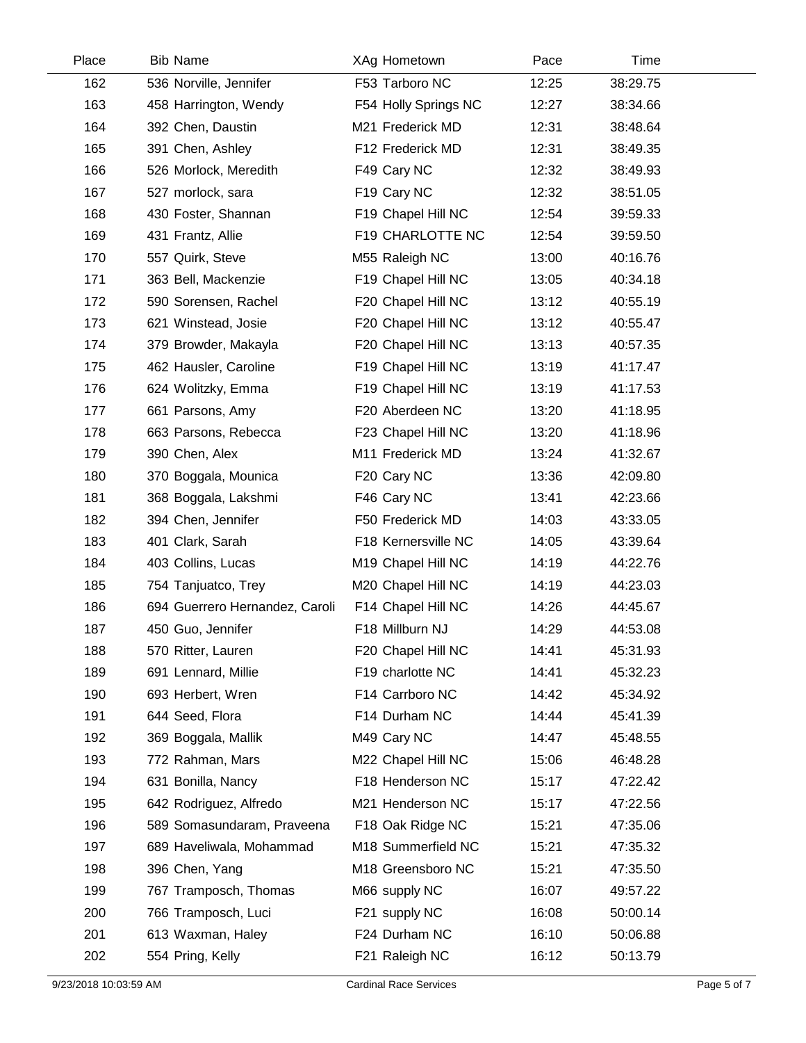| Place | Bib | Name | XAg | Hometown | Pace | Time |
|---|---|---|---|---|---|---|
| 162 | 536 | Norville, Jennifer | F53 | Tarboro NC | 12:25 | 38:29.75 |
| 163 | 458 | Harrington, Wendy | F54 | Holly Springs NC | 12:27 | 38:34.66 |
| 164 | 392 | Chen, Daustin | M21 | Frederick MD | 12:31 | 38:48.64 |
| 165 | 391 | Chen, Ashley | F12 | Frederick MD | 12:31 | 38:49.35 |
| 166 | 526 | Morlock, Meredith | F49 | Cary NC | 12:32 | 38:49.93 |
| 167 | 527 | morlock, sara | F19 | Cary NC | 12:32 | 38:51.05 |
| 168 | 430 | Foster, Shannan | F19 | Chapel Hill NC | 12:54 | 39:59.33 |
| 169 | 431 | Frantz, Allie | F19 | CHARLOTTE NC | 12:54 | 39:59.50 |
| 170 | 557 | Quirk, Steve | M55 | Raleigh NC | 13:00 | 40:16.76 |
| 171 | 363 | Bell, Mackenzie | F19 | Chapel Hill NC | 13:05 | 40:34.18 |
| 172 | 590 | Sorensen, Rachel | F20 | Chapel Hill NC | 13:12 | 40:55.19 |
| 173 | 621 | Winstead, Josie | F20 | Chapel Hill NC | 13:12 | 40:55.47 |
| 174 | 379 | Browder, Makayla | F20 | Chapel Hill NC | 13:13 | 40:57.35 |
| 175 | 462 | Hausler, Caroline | F19 | Chapel Hill NC | 13:19 | 41:17.47 |
| 176 | 624 | Wolitzky, Emma | F19 | Chapel Hill NC | 13:19 | 41:17.53 |
| 177 | 661 | Parsons, Amy | F20 | Aberdeen NC | 13:20 | 41:18.95 |
| 178 | 663 | Parsons, Rebecca | F23 | Chapel Hill NC | 13:20 | 41:18.96 |
| 179 | 390 | Chen, Alex | M11 | Frederick MD | 13:24 | 41:32.67 |
| 180 | 370 | Boggala, Mounica | F20 | Cary NC | 13:36 | 42:09.80 |
| 181 | 368 | Boggala, Lakshmi | F46 | Cary NC | 13:41 | 42:23.66 |
| 182 | 394 | Chen, Jennifer | F50 | Frederick MD | 14:03 | 43:33.05 |
| 183 | 401 | Clark, Sarah | F18 | Kernersville NC | 14:05 | 43:39.64 |
| 184 | 403 | Collins, Lucas | M19 | Chapel Hill NC | 14:19 | 44:22.76 |
| 185 | 754 | Tanjuatco, Trey | M20 | Chapel Hill NC | 14:19 | 44:23.03 |
| 186 | 694 | Guerrero Hernandez, Caroli | F14 | Chapel Hill NC | 14:26 | 44:45.67 |
| 187 | 450 | Guo, Jennifer | F18 | Millburn NJ | 14:29 | 44:53.08 |
| 188 | 570 | Ritter, Lauren | F20 | Chapel Hill NC | 14:41 | 45:31.93 |
| 189 | 691 | Lennard, Millie | F19 | charlotte NC | 14:41 | 45:32.23 |
| 190 | 693 | Herbert, Wren | F14 | Carrboro NC | 14:42 | 45:34.92 |
| 191 | 644 | Seed, Flora | F14 | Durham NC | 14:44 | 45:41.39 |
| 192 | 369 | Boggala, Mallik | M49 | Cary NC | 14:47 | 45:48.55 |
| 193 | 772 | Rahman, Mars | M22 | Chapel Hill NC | 15:06 | 46:48.28 |
| 194 | 631 | Bonilla, Nancy | F18 | Henderson NC | 15:17 | 47:22.42 |
| 195 | 642 | Rodriguez, Alfredo | M21 | Henderson NC | 15:17 | 47:22.56 |
| 196 | 589 | Somasundaram, Praveena | F18 | Oak Ridge NC | 15:21 | 47:35.06 |
| 197 | 689 | Haveliwala, Mohammad | M18 | Summerfield NC | 15:21 | 47:35.32 |
| 198 | 396 | Chen, Yang | M18 | Greensboro NC | 15:21 | 47:35.50 |
| 199 | 767 | Tramposch, Thomas | M66 | supply NC | 16:07 | 49:57.22 |
| 200 | 766 | Tramposch, Luci | F21 | supply NC | 16:08 | 50:00.14 |
| 201 | 613 | Waxman, Haley | F24 | Durham NC | 16:10 | 50:06.88 |
| 202 | 554 | Pring, Kelly | F21 | Raleigh NC | 16:12 | 50:13.79 |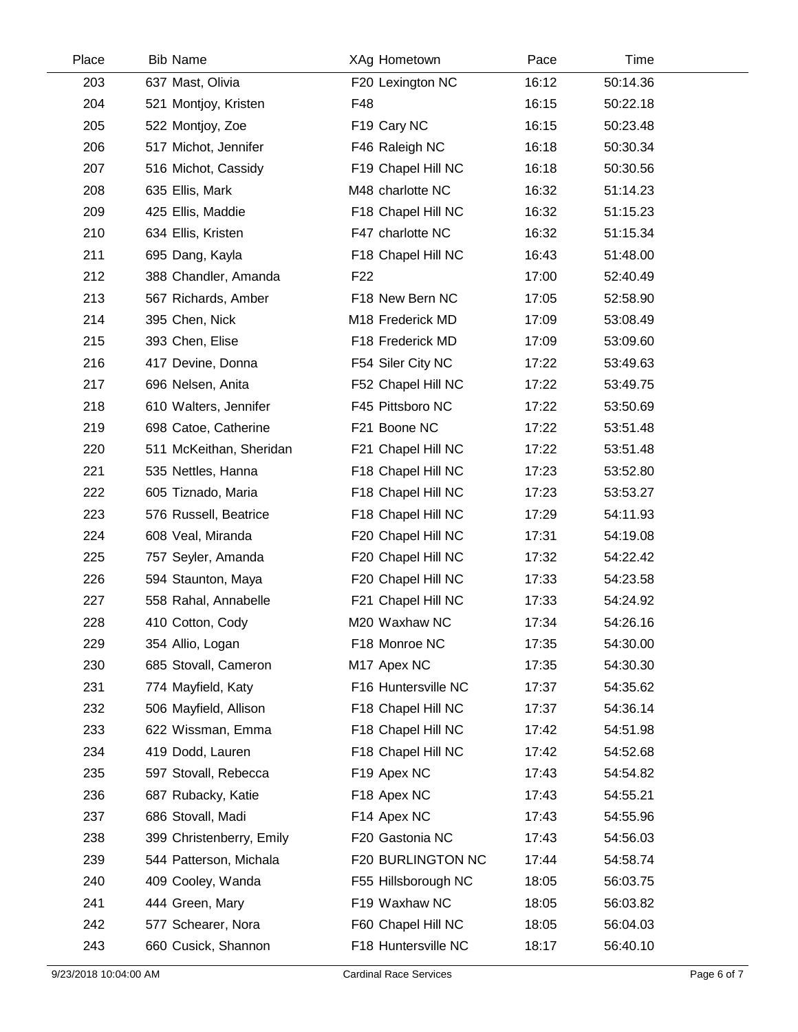| Place | Bib | Name | XAg | Hometown | Pace | Time |
|---|---|---|---|---|---|---|
| 203 | 637 | Mast, Olivia | F20 | Lexington NC | 16:12 | 50:14.36 |
| 204 | 521 | Montjoy, Kristen | F48 | | 16:15 | 50:22.18 |
| 205 | 522 | Montjoy, Zoe | F19 | Cary NC | 16:15 | 50:23.48 |
| 206 | 517 | Michot, Jennifer | F46 | Raleigh NC | 16:18 | 50:30.34 |
| 207 | 516 | Michot, Cassidy | F19 | Chapel Hill NC | 16:18 | 50:30.56 |
| 208 | 635 | Ellis, Mark | M48 | charlotte NC | 16:32 | 51:14.23 |
| 209 | 425 | Ellis, Maddie | F18 | Chapel Hill NC | 16:32 | 51:15.23 |
| 210 | 634 | Ellis, Kristen | F47 | charlotte NC | 16:32 | 51:15.34 |
| 211 | 695 | Dang, Kayla | F18 | Chapel Hill NC | 16:43 | 51:48.00 |
| 212 | 388 | Chandler, Amanda | F22 | | 17:00 | 52:40.49 |
| 213 | 567 | Richards, Amber | F18 | New Bern NC | 17:05 | 52:58.90 |
| 214 | 395 | Chen, Nick | M18 | Frederick MD | 17:09 | 53:08.49 |
| 215 | 393 | Chen, Elise | F18 | Frederick MD | 17:09 | 53:09.60 |
| 216 | 417 | Devine, Donna | F54 | Siler City NC | 17:22 | 53:49.63 |
| 217 | 696 | Nelsen, Anita | F52 | Chapel Hill NC | 17:22 | 53:49.75 |
| 218 | 610 | Walters, Jennifer | F45 | Pittsboro NC | 17:22 | 53:50.69 |
| 219 | 698 | Catoe, Catherine | F21 | Boone NC | 17:22 | 53:51.48 |
| 220 | 511 | McKeithan, Sheridan | F21 | Chapel Hill NC | 17:22 | 53:51.48 |
| 221 | 535 | Nettles, Hanna | F18 | Chapel Hill NC | 17:23 | 53:52.80 |
| 222 | 605 | Tiznado, Maria | F18 | Chapel Hill NC | 17:23 | 53:53.27 |
| 223 | 576 | Russell, Beatrice | F18 | Chapel Hill NC | 17:29 | 54:11.93 |
| 224 | 608 | Veal, Miranda | F20 | Chapel Hill NC | 17:31 | 54:19.08 |
| 225 | 757 | Seyler, Amanda | F20 | Chapel Hill NC | 17:32 | 54:22.42 |
| 226 | 594 | Staunton, Maya | F20 | Chapel Hill NC | 17:33 | 54:23.58 |
| 227 | 558 | Rahal, Annabelle | F21 | Chapel Hill NC | 17:33 | 54:24.92 |
| 228 | 410 | Cotton, Cody | M20 | Waxhaw NC | 17:34 | 54:26.16 |
| 229 | 354 | Allio, Logan | F18 | Monroe NC | 17:35 | 54:30.00 |
| 230 | 685 | Stovall, Cameron | M17 | Apex NC | 17:35 | 54:30.30 |
| 231 | 774 | Mayfield, Katy | F16 | Huntersville NC | 17:37 | 54:35.62 |
| 232 | 506 | Mayfield, Allison | F18 | Chapel Hill NC | 17:37 | 54:36.14 |
| 233 | 622 | Wissman, Emma | F18 | Chapel Hill NC | 17:42 | 54:51.98 |
| 234 | 419 | Dodd, Lauren | F18 | Chapel Hill NC | 17:42 | 54:52.68 |
| 235 | 597 | Stovall, Rebecca | F19 | Apex NC | 17:43 | 54:54.82 |
| 236 | 687 | Rubacky, Katie | F18 | Apex NC | 17:43 | 54:55.21 |
| 237 | 686 | Stovall, Madi | F14 | Apex NC | 17:43 | 54:55.96 |
| 238 | 399 | Christenberry, Emily | F20 | Gastonia NC | 17:43 | 54:56.03 |
| 239 | 544 | Patterson, Michala | F20 | BURLINGTON NC | 17:44 | 54:58.74 |
| 240 | 409 | Cooley, Wanda | F55 | Hillsborough NC | 18:05 | 56:03.75 |
| 241 | 444 | Green, Mary | F19 | Waxhaw NC | 18:05 | 56:03.82 |
| 242 | 577 | Schearer, Nora | F60 | Chapel Hill NC | 18:05 | 56:04.03 |
| 243 | 660 | Cusick, Shannon | F18 | Huntersville NC | 18:17 | 56:40.10 |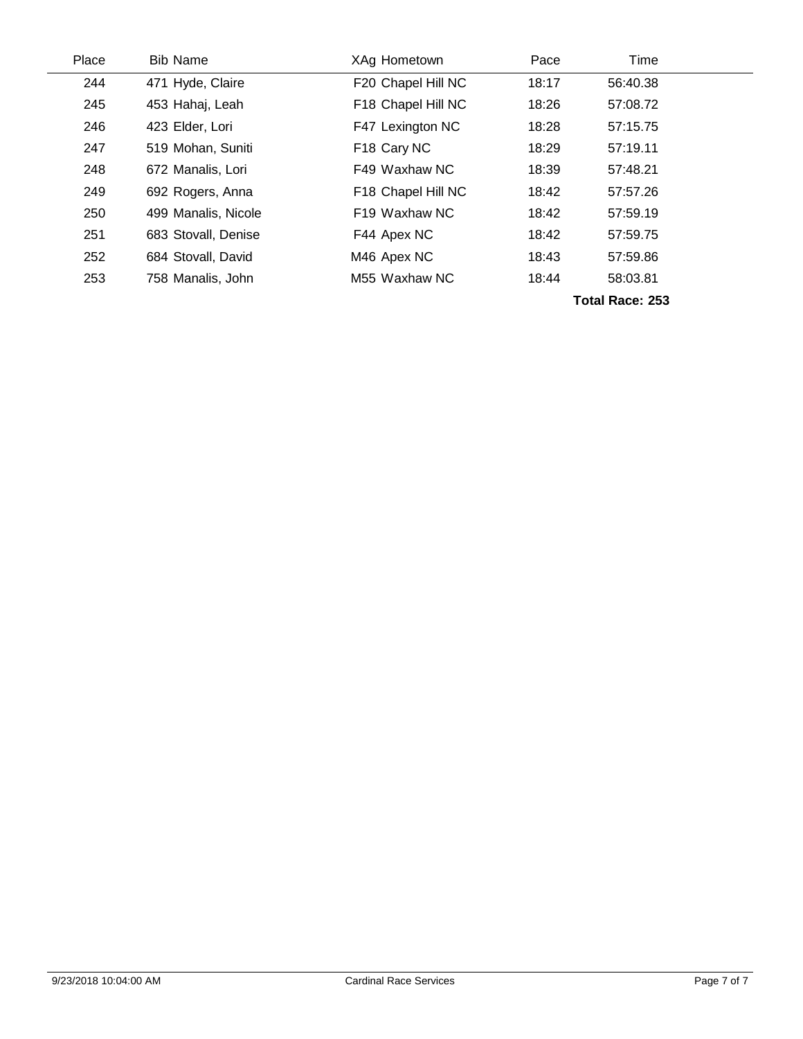| Place | Bib | Name | XAg | Hometown | Pace | Time |
|---|---|---|---|---|---|---|
| 244 | 471 | Hyde, Claire | F20 | Chapel Hill NC | 18:17 | 56:40.38 |
| 245 | 453 | Hahaj, Leah | F18 | Chapel Hill NC | 18:26 | 57:08.72 |
| 246 | 423 | Elder, Lori | F47 | Lexington NC | 18:28 | 57:15.75 |
| 247 | 519 | Mohan, Suniti | F18 | Cary NC | 18:29 | 57:19.11 |
| 248 | 672 | Manalis, Lori | F49 | Waxhaw NC | 18:39 | 57:48.21 |
| 249 | 692 | Rogers, Anna | F18 | Chapel Hill NC | 18:42 | 57:57.26 |
| 250 | 499 | Manalis, Nicole | F19 | Waxhaw NC | 18:42 | 57:59.19 |
| 251 | 683 | Stovall, Denise | F44 | Apex NC | 18:42 | 57:59.75 |
| 252 | 684 | Stovall, David | M46 | Apex NC | 18:43 | 57:59.86 |
| 253 | 758 | Manalis, John | M55 | Waxhaw NC | 18:44 | 58:03.81 |

**Total Race: 253**